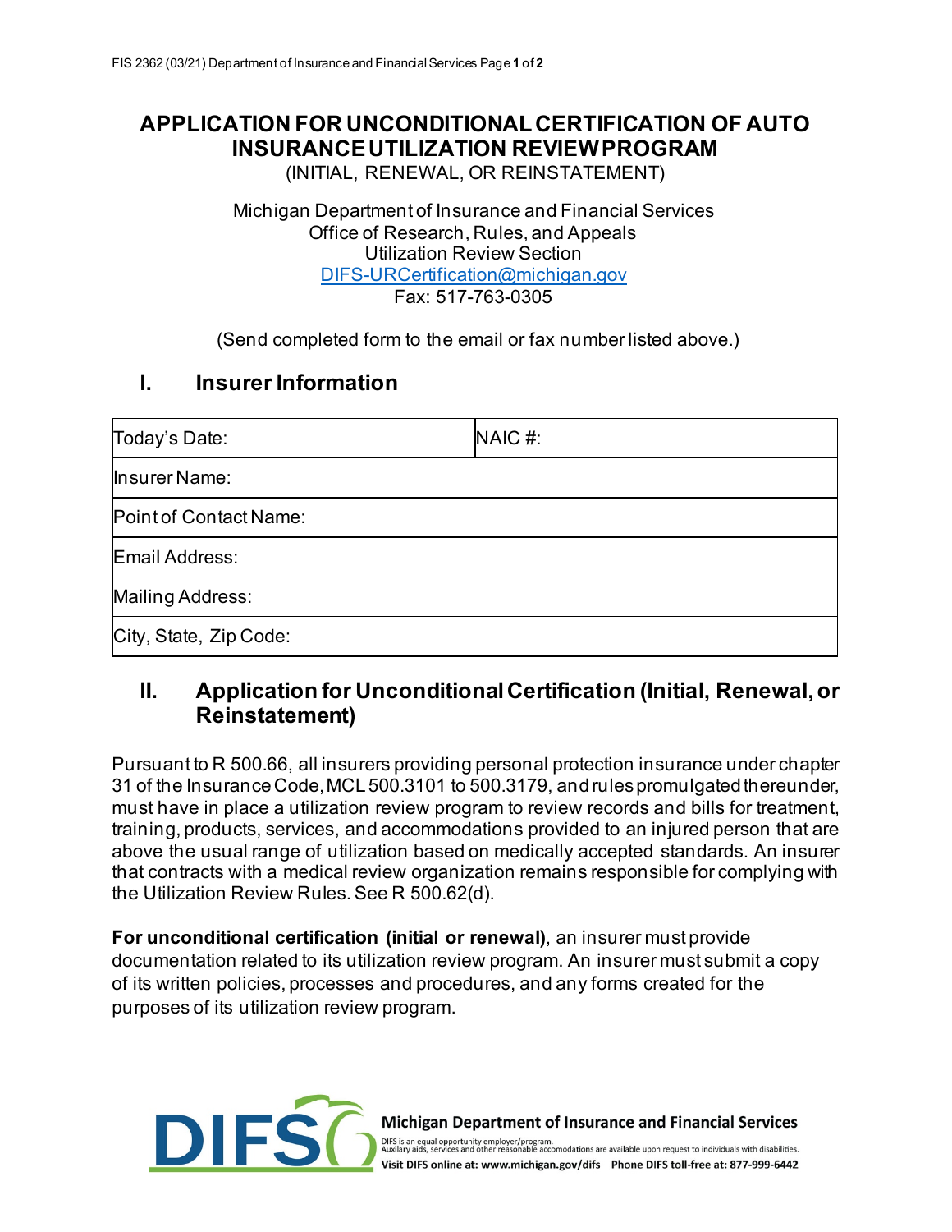# APPLICATION FOR UNCONDITIONAL CERTIFICATION OF AUTO INSURANCE UTILIZATION REVIEW PROGRAM

(INITIAL, RENEWAL, OR REINSTATEMENT)

Michigan Department of Insurance and Financial Services
Office of Research, Rules, and Appeals
Utilization Review Section
DIFS-URCertification@michigan.gov
Fax: 517-763-0305

(Send completed form to the email or fax number listed above.)

## I. Insurer Information

| Today's Date: | NAIC #: |
|---|---|
| Insurer Name: | |
| Point of Contact Name: | |
| Email Address: | |
| Mailing Address: | |
| City, State, Zip Code: | |

## II. Application for Unconditional Certification (Initial, Renewal, or Reinstatement)

Pursuant to R 500.66, all insurers providing personal protection insurance under chapter 31 of the Insurance Code, MCL 500.3101 to 500.3179, and rules promulgated thereunder, must have in place a utilization review program to review records and bills for treatment, training, products, services, and accommodations provided to an injured person that are above the usual range of utilization based on medically accepted standards. An insurer that contracts with a medical review organization remains responsible for complying with the Utilization Review Rules. See R 500.62(d).

**For unconditional certification (initial or renewal)**, an insurer must provide documentation related to its utilization review program. An insurer must submit a copy of its written policies, processes and procedures, and any forms created for the purposes of its utilization review program.

Michigan Department of Insurance and Financial Services
DIFS is an equal opportunity employer/program.
Auxilary aids, services and other reasonable accomodations are available upon request to individuals with disabilities.
Visit DIFS online at: www.michigan.gov/difs Phone DIFS toll-free at: 877-999-6442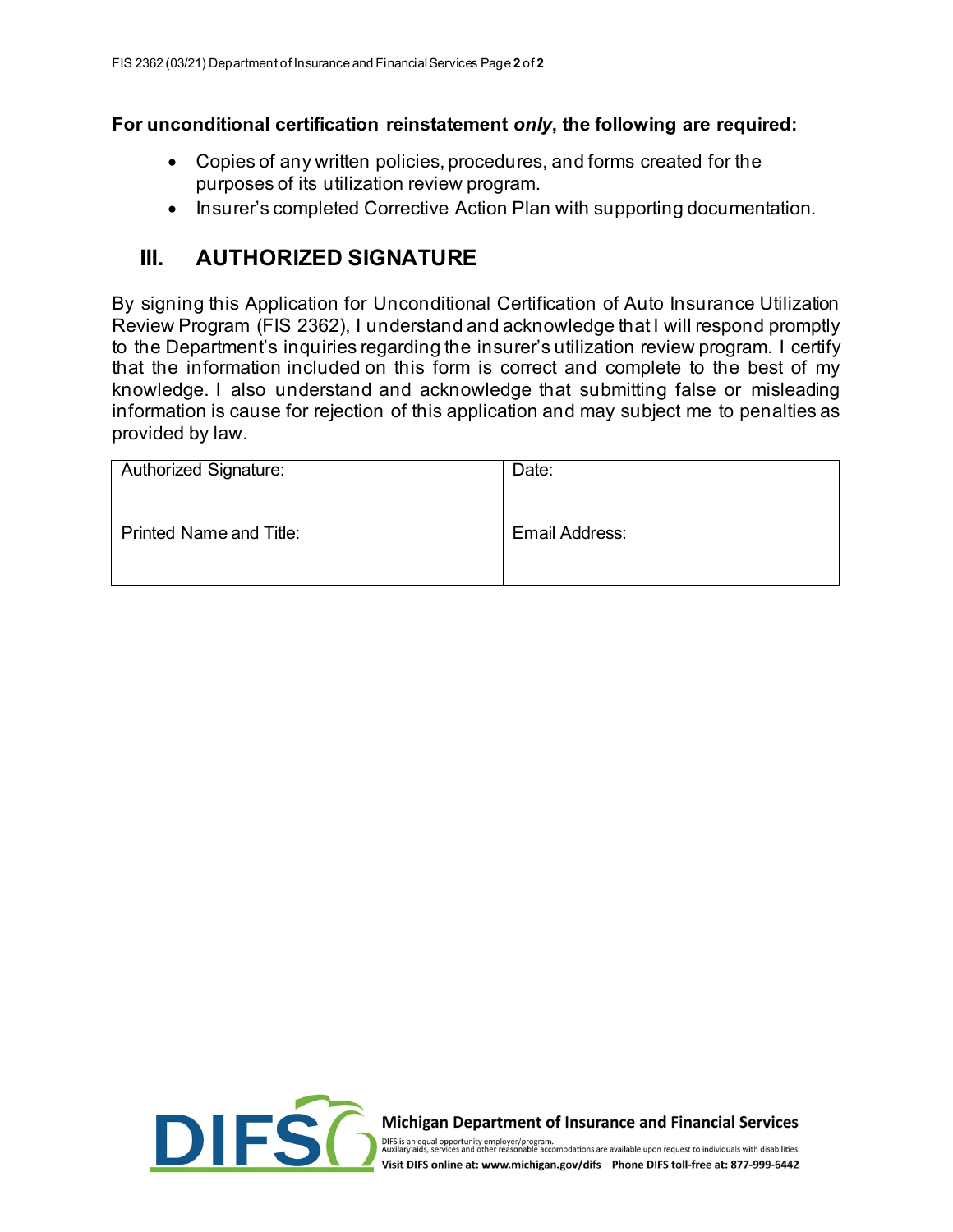**For unconditional certification reinstatement *only*, the following are required:**

- Copies of any written policies, procedures, and forms created for the purposes of its utilization review program.
- Insurer's completed Corrective Action Plan with supporting documentation.

## III. AUTHORIZED SIGNATURE

By signing this Application for Unconditional Certification of Auto Insurance Utilization Review Program (FIS 2362), I understand and acknowledge that I will respond promptly to the Department's inquiries regarding the insurer's utilization review program. I certify that the information included on this form is correct and complete to the best of my knowledge. I also understand and acknowledge that submitting false or misleading information is cause for rejection of this application and may subject me to penalties as provided by law.

| | |
|---|---|
| Authorized Signature: | Date: |
| Printed Name and Title: | Email Address: |

Michigan Department of Insurance and Financial Services

DIFS is an equal opportunity employer/program.
Auxilary aids, services and other reasonable accomodations are available upon request to individuals with disabilities.
Visit DIFS online at: www.michigan.gov/difs Phone DIFS toll-free at: 877-999-6442